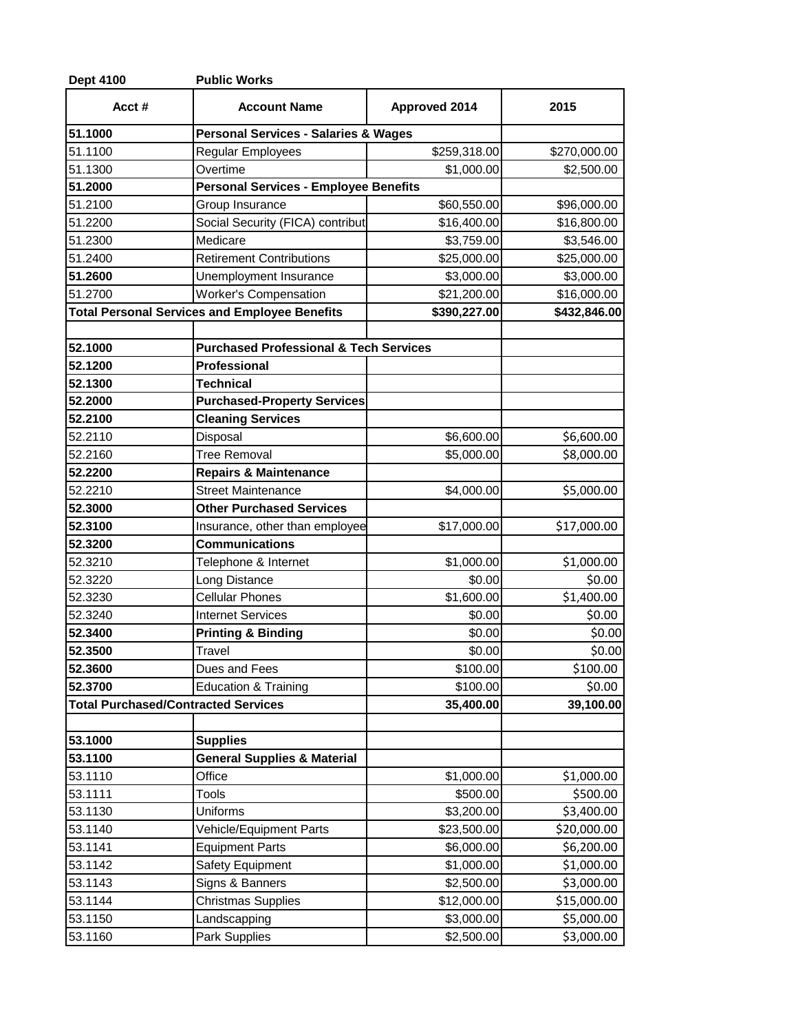**Dept 4100** **Public Works**

| Acct # | Account Name | Approved 2014 | 2015 |
|---|---|---|---|
| **51.1000** | **Personal Services - Salaries & Wages** | | |
| 51.1100 | Regular Employees | $259,318.00 | $270,000.00 |
| 51.1300 | Overtime | $1,000.00 | $2,500.00 |
| **51.2000** | **Personal Services - Employee Benefits** | | |
| 51.2100 | Group Insurance | $60,550.00 | $96,000.00 |
| 51.2200 | Social Security (FICA) contribut | $16,400.00 | $16,800.00 |
| 51.2300 | Medicare | $3,759.00 | $3,546.00 |
| 51.2400 | Retirement Contributions | $25,000.00 | $25,000.00 |
| **51.2600** | Unemployment Insurance | $3,000.00 | $3,000.00 |
| 51.2700 | Worker's Compensation | $21,200.00 | $16,000.00 |
| **Total Personal Services and Employee Benefits** | | **$390,227.00** | **$432,846.00** |
| | | | |
| **52.1000** | **Purchased Professional & Tech Services** | | |
| **52.1200** | **Professional** | | |
| **52.1300** | **Technical** | | |
| **52.2000** | **Purchased-Property Services** | | |
| **52.2100** | **Cleaning Services** | | |
| 52.2110 | Disposal | $6,600.00 | $6,600.00 |
| 52.2160 | Tree Removal | $5,000.00 | $8,000.00 |
| **52.2200** | **Repairs & Maintenance** | | |
| 52.2210 | Street Maintenance | $4,000.00 | $5,000.00 |
| **52.3000** | **Other Purchased Services** | | |
| **52.3100** | Insurance, other than employee | $17,000.00 | $17,000.00 |
| **52.3200** | **Communications** | | |
| 52.3210 | Telephone & Internet | $1,000.00 | $1,000.00 |
| 52.3220 | Long Distance | $0.00 | $0.00 |
| 52.3230 | Cellular Phones | $1,600.00 | $1,400.00 |
| 52.3240 | Internet Services | $0.00 | $0.00 |
| **52.3400** | **Printing & Binding** | $0.00 | $0.00 |
| **52.3500** | Travel | $0.00 | $0.00 |
| **52.3600** | Dues and Fees | $100.00 | $100.00 |
| **52.3700** | Education & Training | $100.00 | $0.00 |
| **Total Purchased/Contracted Services** | | **35,400.00** | **39,100.00** |
| | | | |
| **53.1000** | **Supplies** | | |
| **53.1100** | **General Supplies & Material** | | |
| 53.1110 | Office | $1,000.00 | $1,000.00 |
| 53.1111 | Tools | $500.00 | $500.00 |
| 53.1130 | Uniforms | $3,200.00 | $3,400.00 |
| 53.1140 | Vehicle/Equipment Parts | $23,500.00 | $20,000.00 |
| 53.1141 | Equipment Parts | $6,000.00 | $6,200.00 |
| 53.1142 | Safety Equipment | $1,000.00 | $1,000.00 |
| 53.1143 | Signs & Banners | $2,500.00 | $3,000.00 |
| 53.1144 | Christmas Supplies | $12,000.00 | $15,000.00 |
| 53.1150 | Landscapping | $3,000.00 | $5,000.00 |
| 53.1160 | Park Supplies | $2,500.00 | $3,000.00 |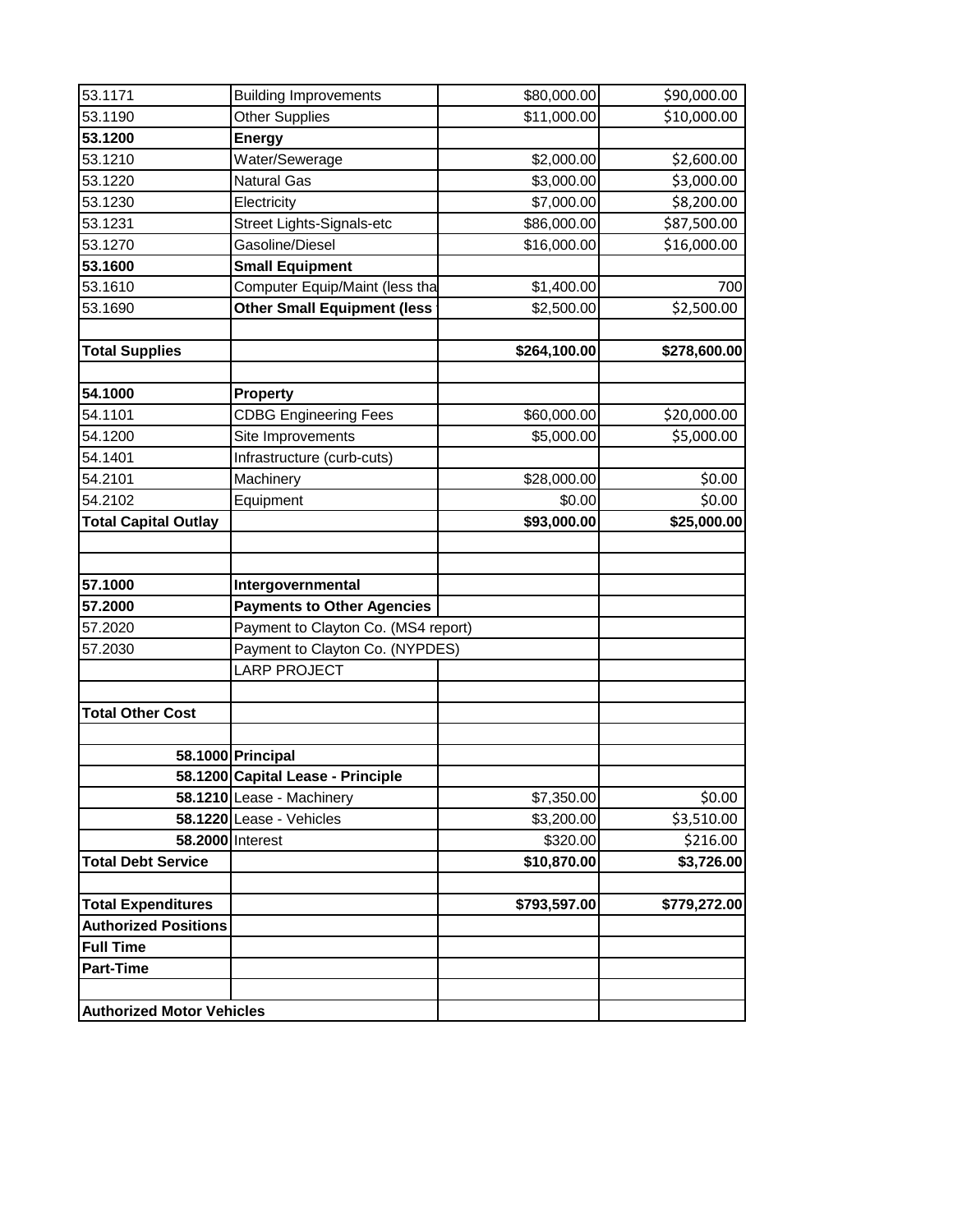| | | | |
|---|---|---|---|
| 53.1171 | Building Improvements | $80,000.00 | $90,000.00 |
| 53.1190 | Other Supplies | $11,000.00 | $10,000.00 |
| **53.1200** | **Energy** | | |
| 53.1210 | Water/Sewerage | $2,000.00 | $2,600.00 |
| 53.1220 | Natural Gas | $3,000.00 | $3,000.00 |
| 53.1230 | Electricity | $7,000.00 | $8,200.00 |
| 53.1231 | Street Lights-Signals-etc | $86,000.00 | $87,500.00 |
| 53.1270 | Gasoline/Diesel | $16,000.00 | $16,000.00 |
| **53.1600** | **Small Equipment** | | |
| 53.1610 | Computer Equip/Maint (less tha | $1,400.00 | 700 |
| 53.1690 | **Other Small Equipment (less** | $2,500.00 | $2,500.00 |
| | | | |
| **Total Supplies** | | **$264,100.00** | **$278,600.00** |
| | | | |
| **54.1000** | **Property** | | |
| 54.1101 | CDBG Engineering Fees | $60,000.00 | $20,000.00 |
| 54.1200 | Site Improvements | $5,000.00 | $5,000.00 |
| 54.1401 | Infrastructure (curb-cuts) | | |
| 54.2101 | Machinery | $28,000.00 | $0.00 |
| 54.2102 | Equipment | $0.00 | $0.00 |
| **Total Capital Outlay** | | **$93,000.00** | **$25,000.00** |
| | | | |
| | | | |
| **57.1000** | **Intergovernmental** | | |
| **57.2000** | **Payments to Other Agencies** | | |
| 57.2020 | Payment to Clayton Co. (MS4 report) | | |
| 57.2030 | Payment to Clayton Co. (NYPDES) | | |
| | LARP PROJECT | | |
| | | | |
| **Total Other Cost** | | | |
| | | | |
| **58.1000** | **Principal** | | |
| **58.1200** | **Capital Lease - Principle** | | |
| **58.1210** | Lease - Machinery | $7,350.00 | $0.00 |
| **58.1220** | Lease - Vehicles | $3,200.00 | $3,510.00 |
| **58.2000** | Interest | $320.00 | $216.00 |
| **Total Debt Service** | | **$10,870.00** | **$3,726.00** |
| | | | |
| **Total Expenditures** | | **$793,597.00** | **$779,272.00** |
| **Authorized Positions** | | | |
| **Full Time** | | | |
| **Part-Time** | | | |
| | | | |
| **Authorized Motor Vehicles** | | | |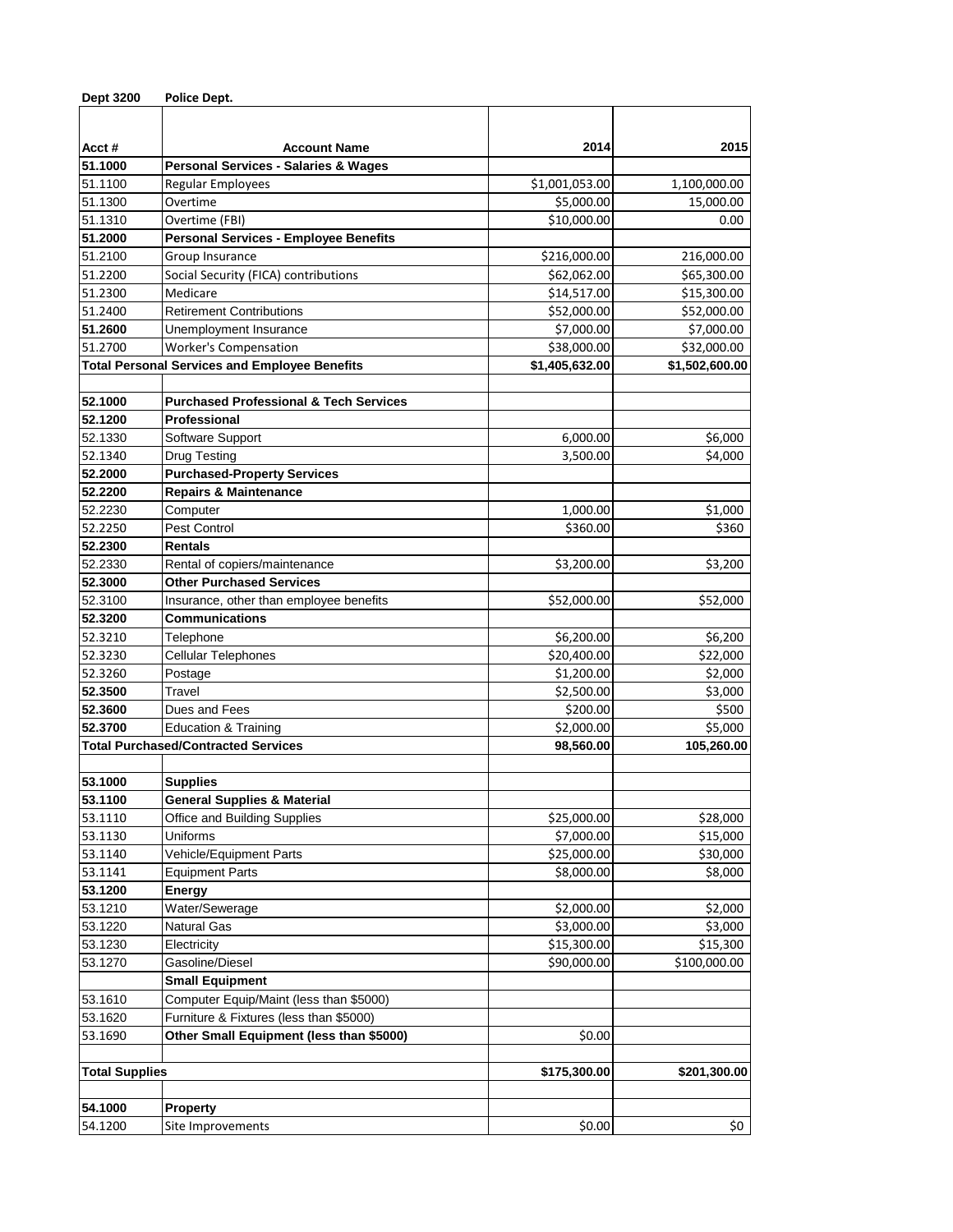**Dept 3200 Police Dept.**

| Acct # | Account Name | 2014 | 2015 |
|---|---|---|---|
| **51.1000** | **Personal Services - Salaries & Wages** | | |
| 51.1100 | Regular Employees | $1,001,053.00 | 1,100,000.00 |
| 51.1300 | Overtime | $5,000.00 | 15,000.00 |
| 51.1310 | Overtime (FBI) | $10,000.00 | 0.00 |
| **51.2000** | **Personal Services - Employee Benefits** | | |
| 51.2100 | Group Insurance | $216,000.00 | 216,000.00 |
| 51.2200 | Social Security (FICA) contributions | $62,062.00 | $65,300.00 |
| 51.2300 | Medicare | $14,517.00 | $15,300.00 |
| 51.2400 | Retirement Contributions | $52,000.00 | $52,000.00 |
| **51.2600** | Unemployment Insurance | $7,000.00 | $7,000.00 |
| 51.2700 | Worker's Compensation | $38,000.00 | $32,000.00 |
| **Total Personal Services and Employee Benefits** | | **$1,405,632.00** | **$1,502,600.00** |
| | | | |
| **52.1000** | **Purchased Professional & Tech Services** | | |
| **52.1200** | **Professional** | | |
| 52.1330 | Software Support | 6,000.00 | $6,000 |
| 52.1340 | Drug Testing | 3,500.00 | $4,000 |
| **52.2000** | **Purchased-Property Services** | | |
| **52.2200** | **Repairs & Maintenance** | | |
| 52.2230 | Computer | 1,000.00 | $1,000 |
| 52.2250 | Pest Control | $360.00 | $360 |
| **52.2300** | **Rentals** | | |
| 52.2330 | Rental of copiers/maintenance | $3,200.00 | $3,200 |
| **52.3000** | **Other Purchased Services** | | |
| 52.3100 | Insurance, other than employee benefits | $52,000.00 | $52,000 |
| **52.3200** | **Communications** | | |
| 52.3210 | Telephone | $6,200.00 | $6,200 |
| 52.3230 | Cellular Telephones | $20,400.00 | $22,000 |
| 52.3260 | Postage | $1,200.00 | $2,000 |
| **52.3500** | Travel | $2,500.00 | $3,000 |
| **52.3600** | Dues and Fees | $200.00 | $500 |
| **52.3700** | Education & Training | $2,000.00 | $5,000 |
| **Total Purchased/Contracted Services** | | **98,560.00** | **105,260.00** |
| | | | |
| **53.1000** | **Supplies** | | |
| **53.1100** | **General Supplies & Material** | | |
| 53.1110 | Office and Building Supplies | $25,000.00 | $28,000 |
| 53.1130 | Uniforms | $7,000.00 | $15,000 |
| 53.1140 | Vehicle/Equipment Parts | $25,000.00 | $30,000 |
| 53.1141 | Equipment Parts | $8,000.00 | $8,000 |
| **53.1200** | **Energy** | | |
| 53.1210 | Water/Sewerage | $2,000.00 | $2,000 |
| 53.1220 | Natural Gas | $3,000.00 | $3,000 |
| 53.1230 | Electricity | $15,300.00 | $15,300 |
| 53.1270 | Gasoline/Diesel | $90,000.00 | $100,000.00 |
| | **Small Equipment** | | |
| 53.1610 | Computer Equip/Maint (less than $5000) | | |
| 53.1620 | Furniture & Fixtures (less than $5000) | | |
| 53.1690 | **Other Small Equipment (less than $5000)** | $0.00 | |
| | | | |
| **Total Supplies** | | **$175,300.00** | **$201,300.00** |
| | | | |
| **54.1000** | **Property** | | |
| 54.1200 | Site Improvements | $0.00 | $0 |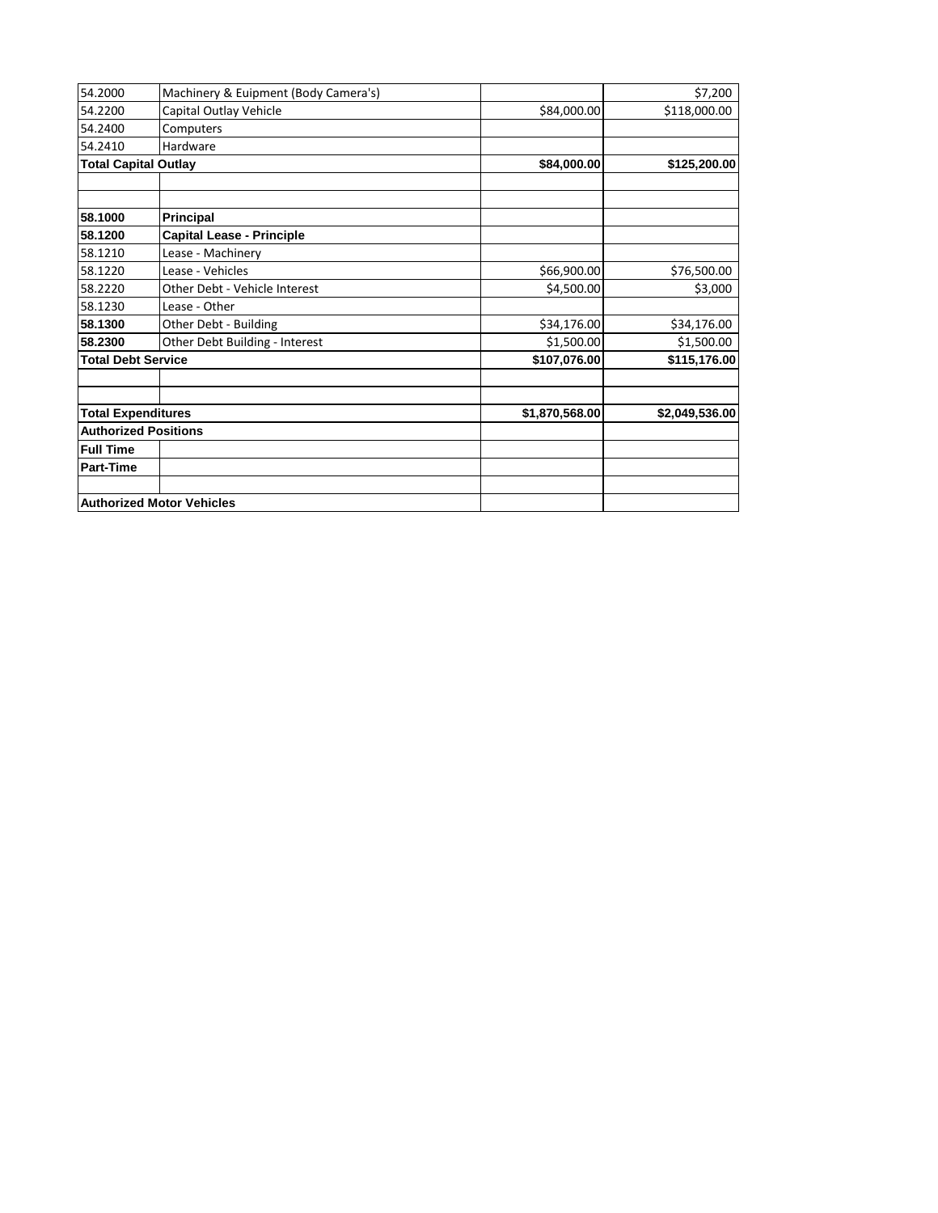| | | | |
|---|---|---|---|
| 54.2000 | Machinery & Euipment (Body Camera's) | | $7,200 |
| 54.2200 | Capital Outlay Vehicle | $84,000.00 | $118,000.00 |
| 54.2400 | Computers | | |
| 54.2410 | Hardware | | |
| **Total Capital Outlay** | | **$84,000.00** | **$125,200.00** |
| | | | |
| | | | |
| **58.1000** | **Principal** | | |
| **58.1200** | **Capital Lease - Principle** | | |
| 58.1210 | Lease - Machinery | | |
| 58.1220 | Lease - Vehicles | $66,900.00 | $76,500.00 |
| 58.2220 | Other Debt - Vehicle Interest | $4,500.00 | $3,000 |
| 58.1230 | Lease - Other | | |
| **58.1300** | Other Debt - Building | $34,176.00 | $34,176.00 |
| **58.2300** | Other Debt Building - Interest | $1,500.00 | $1,500.00 |
| **Total Debt Service** | | **$107,076.00** | **$115,176.00** |
| | | | |
| | | | |
| **Total Expenditures** | | **$1,870,568.00** | **$2,049,536.00** |
| **Authorized Positions** | | | |
| **Full Time** | | | |
| **Part-Time** | | | |
| | | | |
| **Authorized Motor Vehicles** | | | |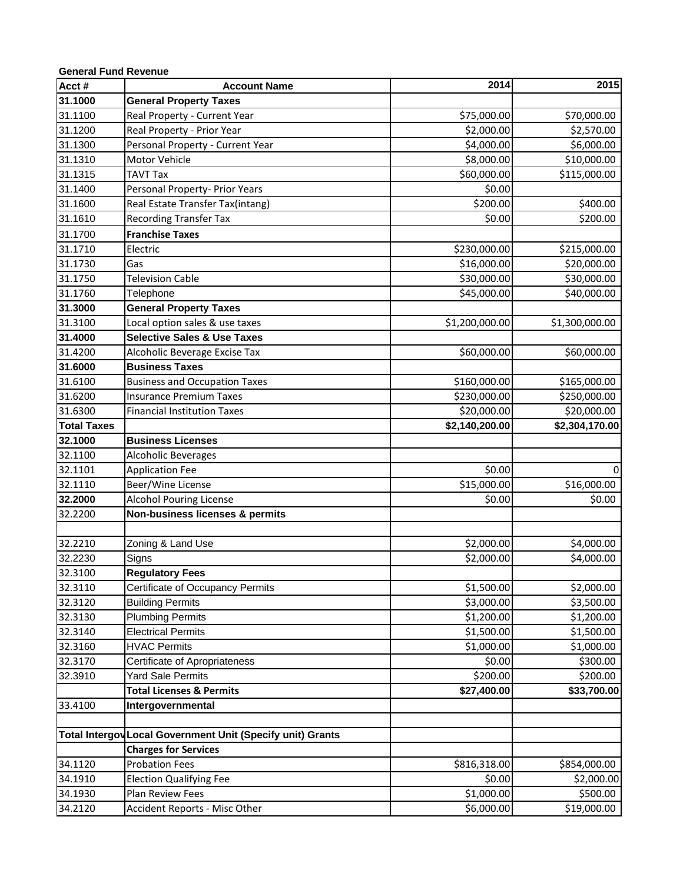**General Fund Revenue**

| Acct # | Account Name | 2014 | 2015 |
|---|---|---|---|
| **31.1000** | **General Property Taxes** | | |
| 31.1100 | Real Property - Current Year | $75,000.00 | $70,000.00 |
| 31.1200 | Real Property - Prior Year | $2,000.00 | $2,570.00 |
| 31.1300 | Personal Property - Current Year | $4,000.00 | $6,000.00 |
| 31.1310 | Motor Vehicle | $8,000.00 | $10,000.00 |
| 31.1315 | TAVT Tax | $60,000.00 | $115,000.00 |
| 31.1400 | Personal Property- Prior Years | $0.00 | |
| 31.1600 | Real Estate Transfer Tax(intang) | $200.00 | $400.00 |
| 31.1610 | Recording Transfer Tax | $0.00 | $200.00 |
| 31.1700 | **Franchise Taxes** | | |
| 31.1710 | Electric | $230,000.00 | $215,000.00 |
| 31.1730 | Gas | $16,000.00 | $20,000.00 |
| 31.1750 | Television Cable | $30,000.00 | $30,000.00 |
| 31.1760 | Telephone | $45,000.00 | $40,000.00 |
| **31.3000** | **General Property Taxes** | | |
| 31.3100 | Local option sales & use taxes | $1,200,000.00 | $1,300,000.00 |
| **31.4000** | **Selective Sales & Use Taxes** | | |
| 31.4200 | Alcoholic Beverage Excise Tax | $60,000.00 | $60,000.00 |
| **31.6000** | **Business Taxes** | | |
| 31.6100 | Business and Occupation Taxes | $160,000.00 | $165,000.00 |
| 31.6200 | Insurance Premium Taxes | $230,000.00 | $250,000.00 |
| 31.6300 | Financial Institution Taxes | $20,000.00 | $20,000.00 |
| **Total Taxes** | | **$2,140,200.00** | **$2,304,170.00** |
| **32.1000** | **Business Licenses** | | |
| 32.1100 | Alcoholic Beverages | | |
| 32.1101 | Application Fee | $0.00 | 0 |
| 32.1110 | Beer/Wine License | $15,000.00 | $16,000.00 |
| **32.2000** | Alcohol Pouring License | $0.00 | $0.00 |
| 32.2200 | **Non-business licenses & permits** | | |
| | | | |
| 32.2210 | Zoning & Land Use | $2,000.00 | $4,000.00 |
| 32.2230 | Signs | $2,000.00 | $4,000.00 |
| 32.3100 | **Regulatory Fees** | | |
| 32.3110 | Certificate of Occupancy Permits | $1,500.00 | $2,000.00 |
| 32.3120 | Building Permits | $3,000.00 | $3,500.00 |
| 32.3130 | Plumbing Permits | $1,200.00 | $1,200.00 |
| 32.3140 | Electrical Permits | $1,500.00 | $1,500.00 |
| 32.3160 | HVAC Permits | $1,000.00 | $1,000.00 |
| 32.3170 | Certificate of Apropriateness | $0.00 | $300.00 |
| 32.3910 | Yard Sale Permits | $200.00 | $200.00 |
| | **Total Licenses & Permits** | **$27,400.00** | **$33,700.00** |
| 33.4100 | **Intergovernmental** | | |
| | | | |
| **Total Intergov** | **Local Government Unit (Specify unit) Grants** | | |
| | **Charges for Services** | | |
| 34.1120 | Probation Fees | $816,318.00 | $854,000.00 |
| 34.1910 | Election Qualifying Fee | $0.00 | $2,000.00 |
| 34.1930 | Plan Review Fees | $1,000.00 | $500.00 |
| 34.2120 | Accident Reports - Misc Other | $6,000.00 | $19,000.00 |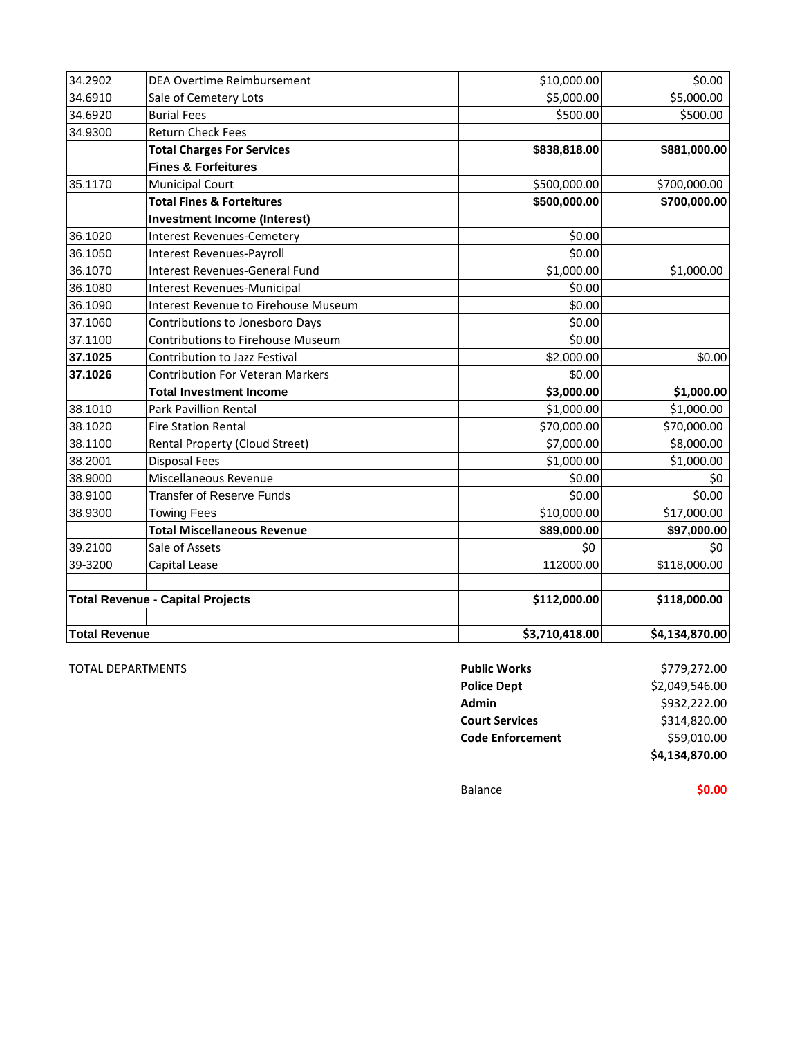| | | | |
|---|---|---|---|
| 34.2902 | DEA Overtime Reimbursement | $10,000.00 | $0.00 |
| 34.6910 | Sale of Cemetery Lots | $5,000.00 | $5,000.00 |
| 34.6920 | Burial Fees | $500.00 | $500.00 |
| 34.9300 | Return Check Fees | | |
| | **Total Charges For Services** | **$838,818.00** | **$881,000.00** |
| | **Fines & Forfeitures** | | |
| 35.1170 | Municipal Court | $500,000.00 | $700,000.00 |
| | **Total Fines & Forteitures** | **$500,000.00** | **$700,000.00** |
| | **Investment Income (Interest)** | | |
| 36.1020 | Interest Revenues-Cemetery | $0.00 | |
| 36.1050 | Interest Revenues-Payroll | $0.00 | |
| 36.1070 | Interest Revenues-General Fund | $1,000.00 | $1,000.00 |
| 36.1080 | Interest Revenues-Municipal | $0.00 | |
| 36.1090 | Interest Revenue to Firehouse Museum | $0.00 | |
| 37.1060 | Contributions to Jonesboro Days | $0.00 | |
| 37.1100 | Contributions to Firehouse Museum | $0.00 | |
| **37.1025** | Contribution to Jazz Festival | $2,000.00 | $0.00 |
| **37.1026** | Contribution For Veteran Markers | $0.00 | |
| | **Total Investment Income** | **$3,000.00** | **$1,000.00** |
| 38.1010 | Park Pavillion Rental | $1,000.00 | $1,000.00 |
| 38.1020 | Fire Station Rental | $70,000.00 | $70,000.00 |
| 38.1100 | Rental Property (Cloud Street) | $7,000.00 | $8,000.00 |
| 38.2001 | Disposal Fees | $1,000.00 | $1,000.00 |
| 38.9000 | Miscellaneous Revenue | $0.00 | $0 |
| 38.9100 | Transfer of Reserve Funds | $0.00 | $0.00 |
| 38.9300 | Towing Fees | $10,000.00 | $17,000.00 |
| | **Total Miscellaneous Revenue** | **$89,000.00** | **$97,000.00** |
| 39.2100 | Sale of Assets | $0 | $0 |
| 39-3200 | Capital Lease | 112000.00 | $118,000.00 |
| | | | |
| **Total Revenue - Capital Projects** | | **$112,000.00** | **$118,000.00** |
| | | | |
| **Total Revenue** | | **$3,710,418.00** | **$4,134,870.00** |

TOTAL DEPARTMENTS

| | |
|---|---|
| **Public Works** | $779,272.00 |
| **Police Dept** | $2,049,546.00 |
| **Admin** | $932,222.00 |
| **Court Services** | $314,820.00 |
| **Code Enforcement** | $59,010.00 |
| | **$4,134,870.00** |

Balance **$0.00**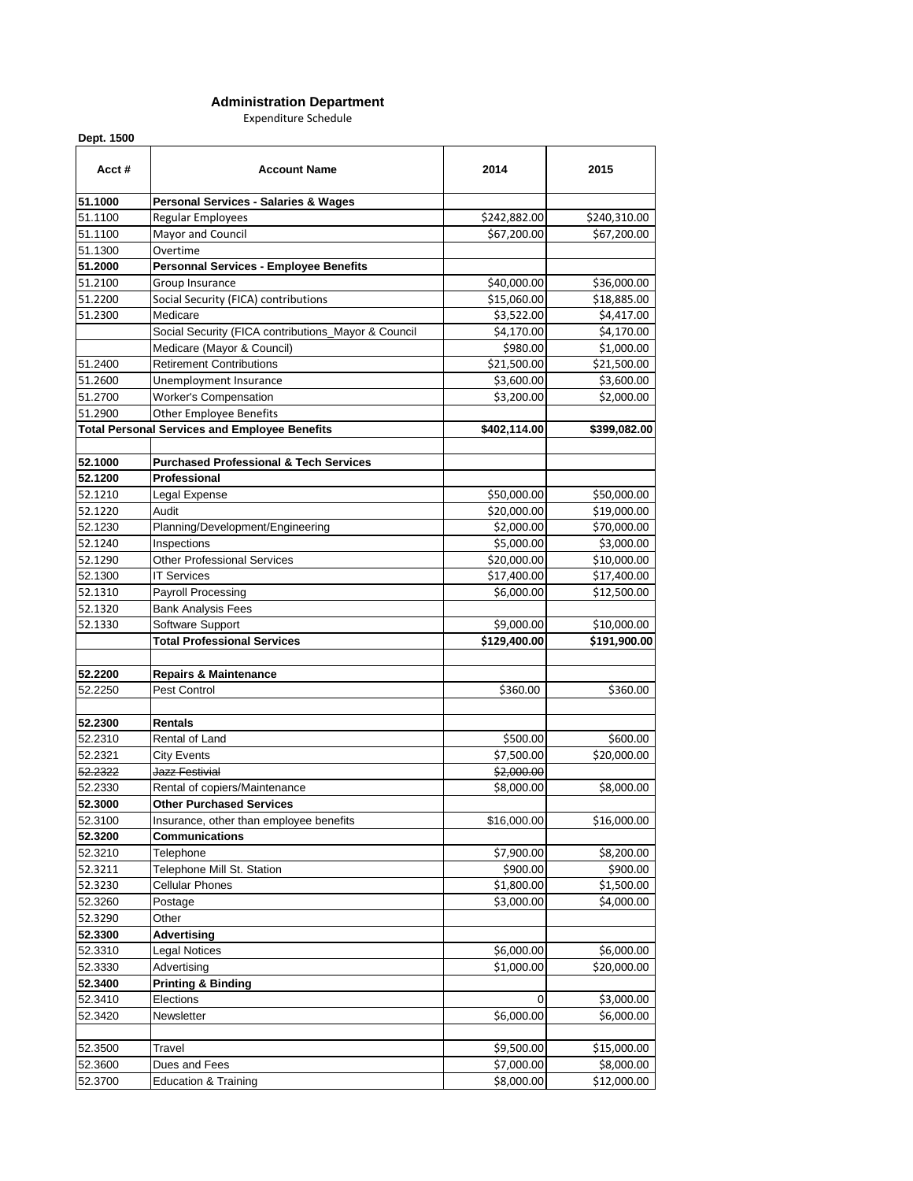# Administration Department

Expenditure Schedule

**Dept. 1500**

| Acct # | Account Name | 2014 | 2015 |
|---|---|---|---|
| **51.1000** | **Personal Services - Salaries & Wages** | | |
| 51.1100 | Regular Employees | $242,882.00 | $240,310.00 |
| 51.1100 | Mayor and Council | $67,200.00 | $67,200.00 |
| 51.1300 | Overtime | | |
| **51.2000** | **Personnal Services - Employee Benefits** | | |
| 51.2100 | Group Insurance | $40,000.00 | $36,000.00 |
| 51.2200 | Social Security (FICA) contributions | $15,060.00 | $18,885.00 |
| 51.2300 | Medicare | $3,522.00 | $4,417.00 |
| | Social Security (FICA contributions_Mayor & Council | $4,170.00 | $4,170.00 |
| | Medicare (Mayor & Council) | $980.00 | $1,000.00 |
| 51.2400 | Retirement Contributions | $21,500.00 | $21,500.00 |
| 51.2600 | Unemployment Insurance | $3,600.00 | $3,600.00 |
| 51.2700 | Worker's Compensation | $3,200.00 | $2,000.00 |
| 51.2900 | Other Employee Benefits | | |
| **Total Personal Services and Employee Benefits** | | **$402,114.00** | **$399,082.00** |
| | | | |
| **52.1000** | **Purchased Professional & Tech Services** | | |
| **52.1200** | **Professional** | | |
| 52.1210 | Legal Expense | $50,000.00 | $50,000.00 |
| 52.1220 | Audit | $20,000.00 | $19,000.00 |
| 52.1230 | Planning/Development/Engineering | $2,000.00 | $70,000.00 |
| 52.1240 | Inspections | $5,000.00 | $3,000.00 |
| 52.1290 | Other Professional Services | $20,000.00 | $10,000.00 |
| 52.1300 | IT Services | $17,400.00 | $17,400.00 |
| 52.1310 | Payroll Processing | $6,000.00 | $12,500.00 |
| 52.1320 | Bank Analysis Fees | | |
| 52.1330 | Software Support | $9,000.00 | $10,000.00 |
| | **Total Professional Services** | **$129,400.00** | **$191,900.00** |
| | | | |
| **52.2200** | **Repairs & Maintenance** | | |
| 52.2250 | Pest Control | $360.00 | $360.00 |
| | | | |
| **52.2300** | **Rentals** | | |
| 52.2310 | Rental of Land | $500.00 | $600.00 |
| 52.2321 | City Events | $7,500.00 | $20,000.00 |
| ~~52.2322~~ | ~~Jazz Festivial~~ | ~~$2,000.00~~ | |
| 52.2330 | Rental of copiers/Maintenance | $8,000.00 | $8,000.00 |
| **52.3000** | **Other Purchased Services** | | |
| 52.3100 | Insurance, other than employee benefits | $16,000.00 | $16,000.00 |
| **52.3200** | **Communications** | | |
| 52.3210 | Telephone | $7,900.00 | $8,200.00 |
| 52.3211 | Telephone Mill St. Station | $900.00 | $900.00 |
| 52.3230 | Cellular Phones | $1,800.00 | $1,500.00 |
| 52.3260 | Postage | $3,000.00 | $4,000.00 |
| 52.3290 | Other | | |
| **52.3300** | **Advertising** | | |
| 52.3310 | Legal Notices | $6,000.00 | $6,000.00 |
| 52.3330 | Advertising | $1,000.00 | $20,000.00 |
| **52.3400** | **Printing & Binding** | | |
| 52.3410 | Elections | 0 | $3,000.00 |
| 52.3420 | Newsletter | $6,000.00 | $6,000.00 |
| | | | |
| 52.3500 | Travel | $9,500.00 | $15,000.00 |
| 52.3600 | Dues and Fees | $7,000.00 | $8,000.00 |
| 52.3700 | Education & Training | $8,000.00 | $12,000.00 |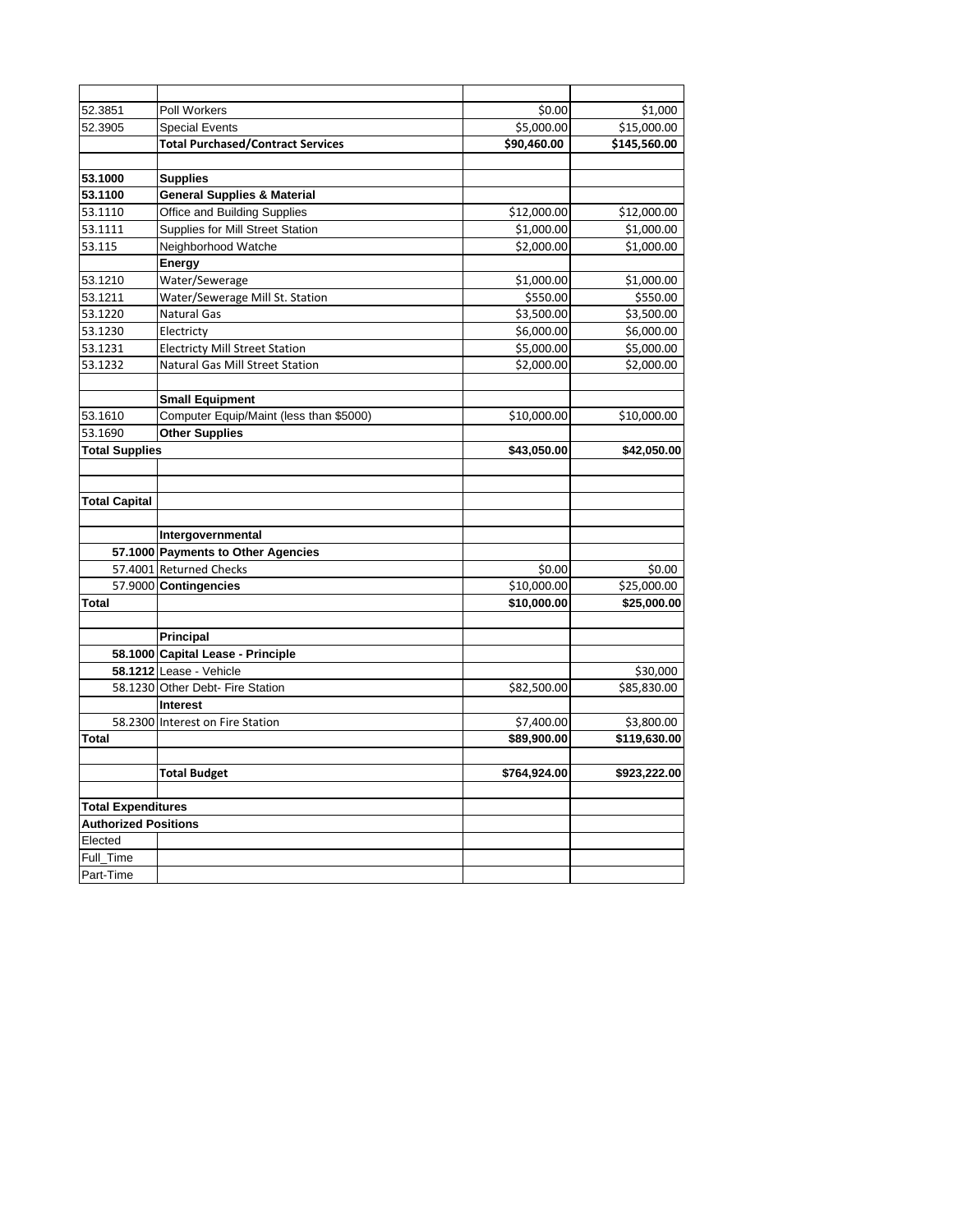| | | | |
|---|---|---|---|
| 52.3851 | Poll Workers | $0.00 | $1,000 |
| 52.3905 | Special Events | $5,000.00 | $15,000.00 |
| | **Total Purchased/Contract Services** | **$90,460.00** | **$145,560.00** |
| | | | |
| **53.1000** | **Supplies** | | |
| **53.1100** | **General Supplies & Material** | | |
| 53.1110 | Office and Building Supplies | $12,000.00 | $12,000.00 |
| 53.1111 | Supplies for Mill Street Station | $1,000.00 | $1,000.00 |
| 53.115 | Neighborhood Watche | $2,000.00 | $1,000.00 |
| | **Energy** | | |
| 53.1210 | Water/Sewerage | $1,000.00 | $1,000.00 |
| 53.1211 | Water/Sewerage Mill St. Station | $550.00 | $550.00 |
| 53.1220 | Natural Gas | $3,500.00 | $3,500.00 |
| 53.1230 | Electricty | $6,000.00 | $6,000.00 |
| 53.1231 | Electricty Mill Street Station | $5,000.00 | $5,000.00 |
| 53.1232 | Natural Gas Mill Street Station | $2,000.00 | $2,000.00 |
| | | | |
| | **Small Equipment** | | |
| 53.1610 | Computer Equip/Maint (less than $5000) | $10,000.00 | $10,000.00 |
| 53.1690 | **Other Supplies** | | |
| **Total Supplies** | | **$43,050.00** | **$42,050.00** |
| | | | |
| | | | |
| **Total Capital** | | | |
| | | | |
| | **Intergovernmental** | | |
| **57.1000** | **Payments to Other Agencies** | | |
| 57.4001 | Returned Checks | $0.00 | $0.00 |
| 57.9000 | **Contingencies** | $10,000.00 | $25,000.00 |
| **Total** | | **$10,000.00** | **$25,000.00** |
| | | | |
| | **Principal** | | |
| **58.1000** | **Capital Lease - Principle** | | |
| **58.1212** | Lease - Vehicle | | $30,000 |
| 58.1230 | Other Debt- Fire Station | $82,500.00 | $85,830.00 |
| | **Interest** | | |
| 58.2300 | Interest on Fire Station | $7,400.00 | $3,800.00 |
| **Total** | | **$89,900.00** | **$119,630.00** |
| | | | |
| | **Total Budget** | **$764,924.00** | **$923,222.00** |
| | | | |
| **Total Expenditures** | | | |
| **Authorized Positions** | | | |
| Elected | | | |
| Full_Time | | | |
| Part-Time | | | |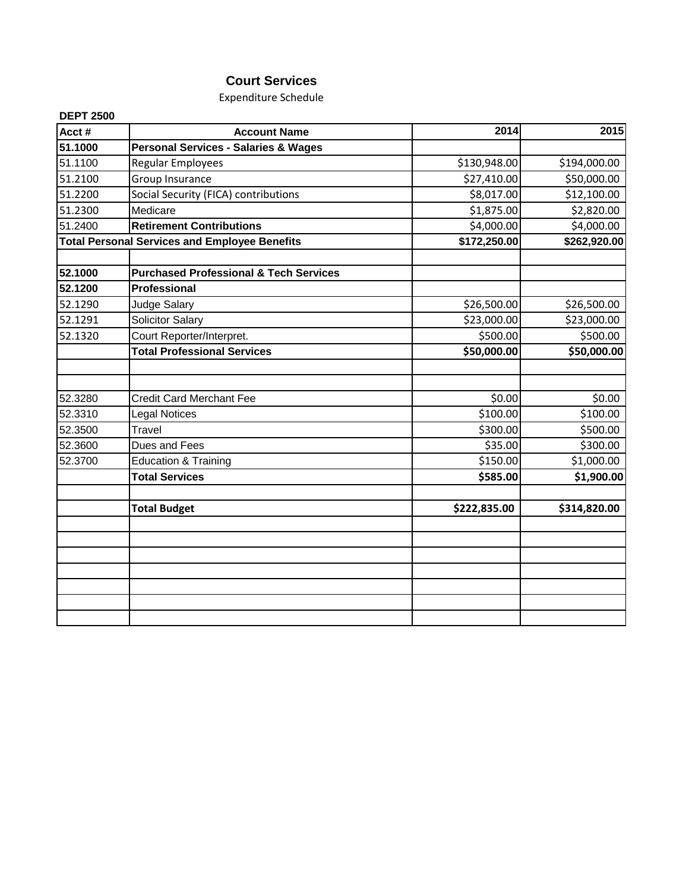# Court Services

Expenditure Schedule

**DEPT 2500**

| Acct # | Account Name | 2014 | 2015 |
|---|---|---|---|
| **51.1000** | **Personal Services - Salaries & Wages** | | |
| 51.1100 | Regular Employees | $130,948.00 | $194,000.00 |
| 51.2100 | Group Insurance | $27,410.00 | $50,000.00 |
| 51.2200 | Social Security (FICA) contributions | $8,017.00 | $12,100.00 |
| 51.2300 | Medicare | $1,875.00 | $2,820.00 |
| 51.2400 | **Retirement Contributions** | $4,000.00 | $4,000.00 |
| **Total Personal Services and Employee Benefits** | | **$172,250.00** | **$262,920.00** |
| | | | |
| **52.1000** | **Purchased Professional & Tech Services** | | |
| **52.1200** | **Professional** | | |
| 52.1290 | Judge Salary | $26,500.00 | $26,500.00 |
| 52.1291 | Solicitor Salary | $23,000.00 | $23,000.00 |
| 52.1320 | Court Reporter/Interpret. | $500.00 | $500.00 |
| | **Total Professional Services** | **$50,000.00** | **$50,000.00** |
| | | | |
| | | | |
| 52.3280 | Credit Card Merchant Fee | $0.00 | $0.00 |
| 52.3310 | Legal Notices | $100.00 | $100.00 |
| 52.3500 | Travel | $300.00 | $500.00 |
| 52.3600 | Dues and Fees | $35.00 | $300.00 |
| 52.3700 | Education & Training | $150.00 | $1,000.00 |
| | **Total Services** | **$585.00** | **$1,900.00** |
| | | | |
| | **Total Budget** | **$222,835.00** | **$314,820.00** |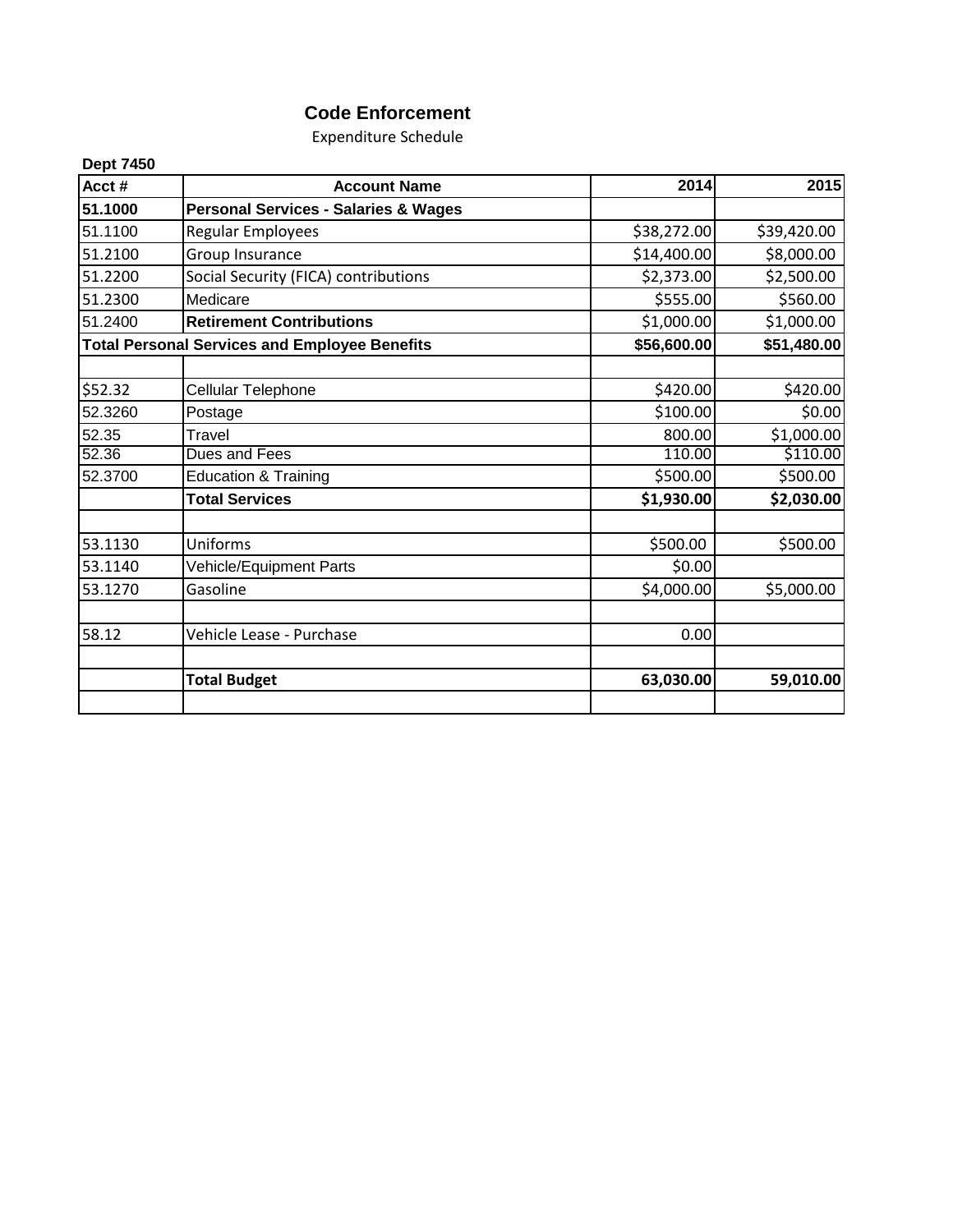# Code Enforcement

Expenditure Schedule

**Dept 7450**

| Acct # | Account Name | 2014 | 2015 |
|---|---|---|---|
| **51.1000** | **Personal Services - Salaries & Wages** | | |
| 51.1100 | Regular Employees | $38,272.00 | $39,420.00 |
| 51.2100 | Group Insurance | $14,400.00 | $8,000.00 |
| 51.2200 | Social Security (FICA) contributions | $2,373.00 | $2,500.00 |
| 51.2300 | Medicare | $555.00 | $560.00 |
| 51.2400 | **Retirement Contributions** | $1,000.00 | $1,000.00 |
| **Total Personal Services and Employee Benefits** | | **$56,600.00** | **$51,480.00** |
| | | | |
| $52.32 | Cellular Telephone | $420.00 | $420.00 |
| 52.3260 | Postage | $100.00 | $0.00 |
| 52.35 | Travel | 800.00 | $1,000.00 |
| 52.36 | Dues and Fees | 110.00 | $110.00 |
| 52.3700 | Education & Training | $500.00 | $500.00 |
| | **Total Services** | **$1,930.00** | **$2,030.00** |
| | | | |
| 53.1130 | Uniforms | $500.00 | $500.00 |
| 53.1140 | Vehicle/Equipment Parts | $0.00 | |
| 53.1270 | Gasoline | $4,000.00 | $5,000.00 |
| | | | |
| 58.12 | Vehicle Lease - Purchase | 0.00 | |
| | | | |
| | **Total Budget** | **63,030.00** | **59,010.00** |
| | | | |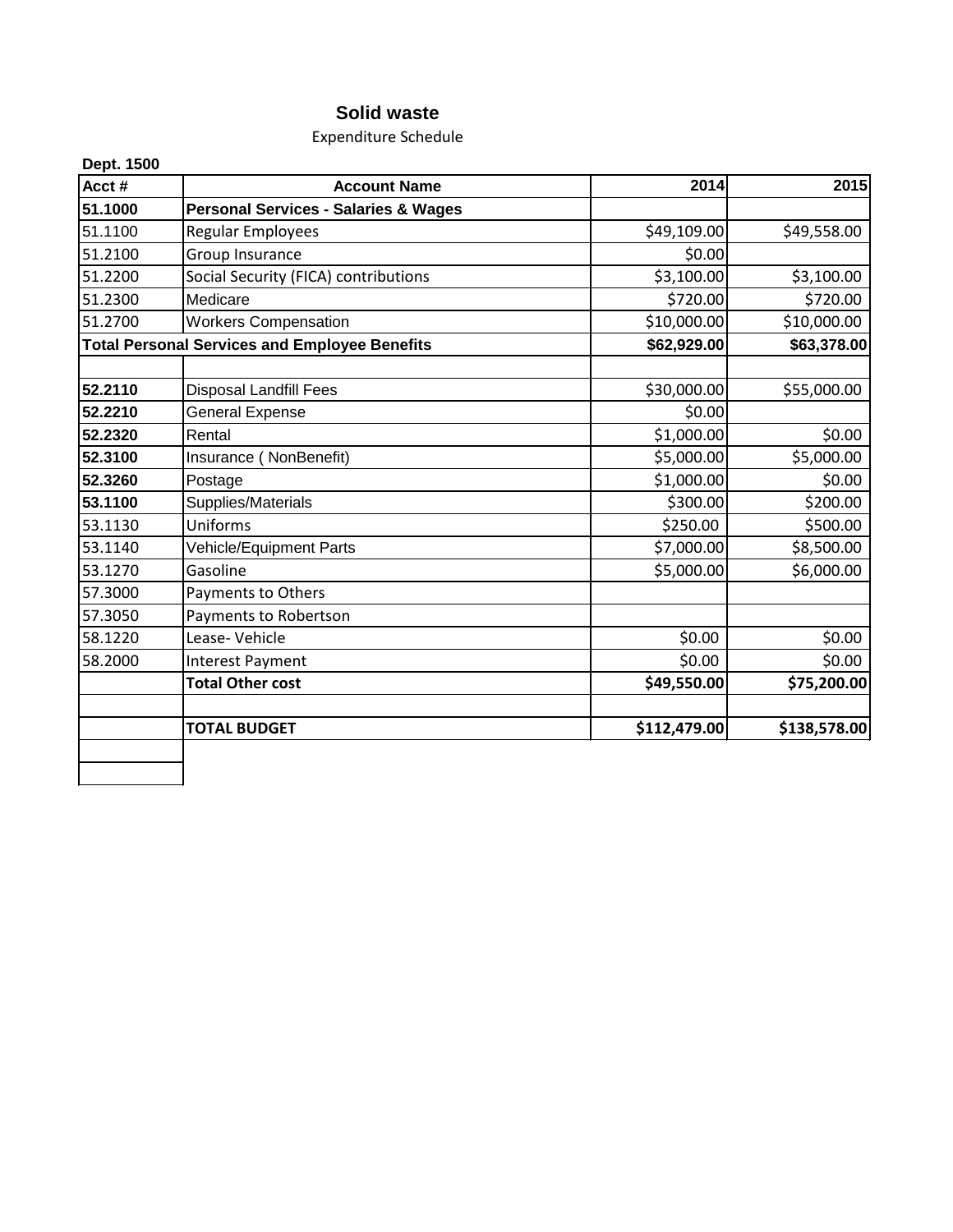# Solid waste

Expenditure Schedule

**Dept. 1500**

| Acct # | Account Name | 2014 | 2015 |
|---|---|---|---|
| **51.1000** | **Personal Services - Salaries & Wages** | | |
| 51.1100 | Regular Employees | $49,109.00 | $49,558.00 |
| 51.2100 | Group Insurance | $0.00 | |
| 51.2200 | Social Security (FICA) contributions | $3,100.00 | $3,100.00 |
| 51.2300 | Medicare | $720.00 | $720.00 |
| 51.2700 | Workers Compensation | $10,000.00 | $10,000.00 |
| **Total Personal Services and Employee Benefits** | | **$62,929.00** | **$63,378.00** |
| | | | |
| **52.2110** | Disposal Landfill Fees | $30,000.00 | $55,000.00 |
| **52.2210** | General Expense | $0.00 | |
| **52.2320** | Rental | $1,000.00 | $0.00 |
| **52.3100** | Insurance ( NonBenefit) | $5,000.00 | $5,000.00 |
| **52.3260** | Postage | $1,000.00 | $0.00 |
| **53.1100** | Supplies/Materials | $300.00 | $200.00 |
| 53.1130 | Uniforms | $250.00 | $500.00 |
| 53.1140 | Vehicle/Equipment Parts | $7,000.00 | $8,500.00 |
| 53.1270 | Gasoline | $5,000.00 | $6,000.00 |
| 57.3000 | Payments to Others | | |
| 57.3050 | Payments to Robertson | | |
| 58.1220 | Lease- Vehicle | $0.00 | $0.00 |
| 58.2000 | Interest Payment | $0.00 | $0.00 |
| | **Total Other cost** | **$49,550.00** | **$75,200.00** |
| | | | |
| | **TOTAL BUDGET** | **$112,479.00** | **$138,578.00** |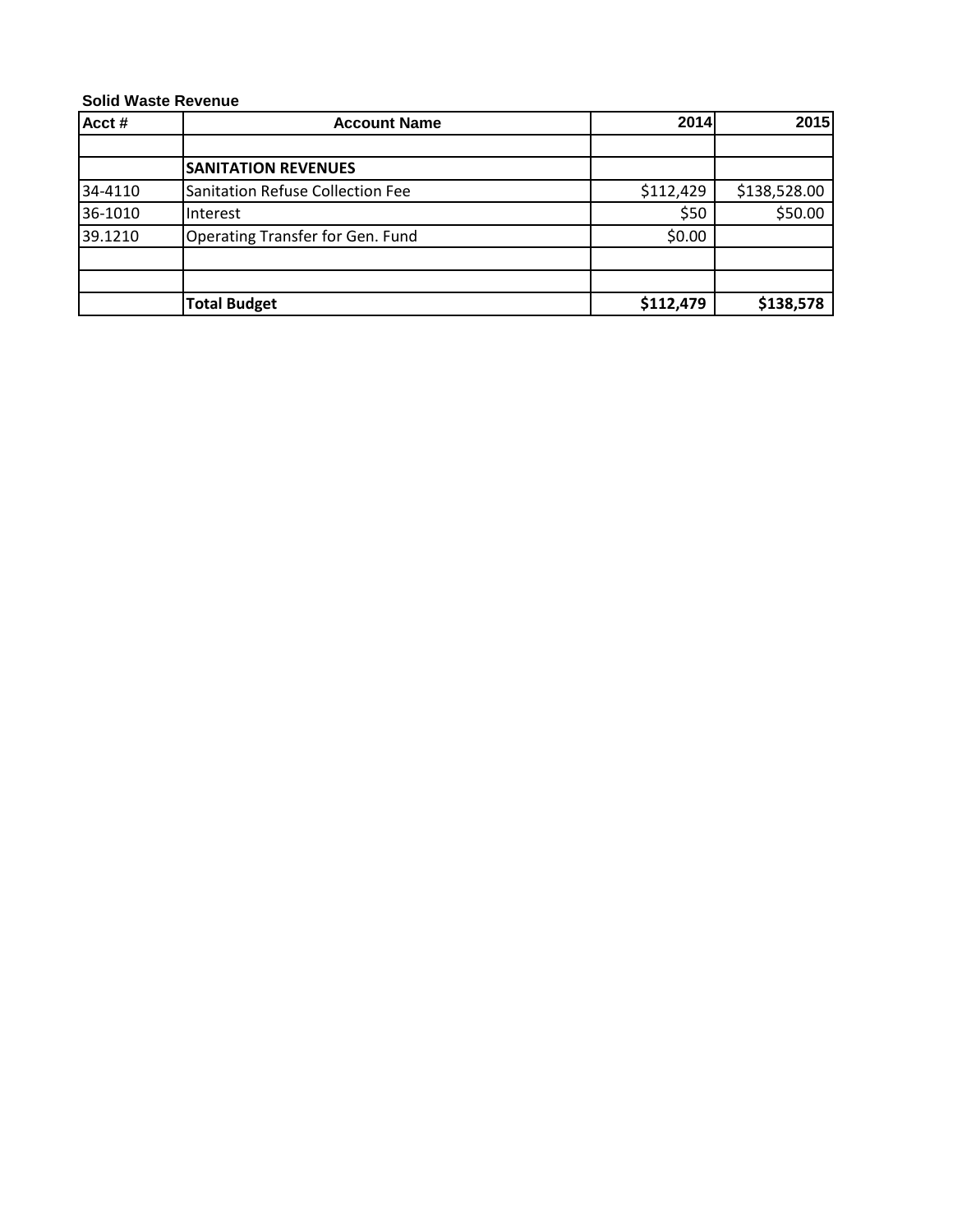**Solid Waste Revenue**

| Acct # | Account Name | 2014 | 2015 |
|---|---|---|---|
| | | | |
| | **SANITATION REVENUES** | | |
| 34-4110 | Sanitation Refuse Collection Fee | $112,429 | $138,528.00 |
| 36-1010 | Interest | $50 | $50.00 |
| 39.1210 | Operating Transfer for Gen. Fund | $0.00 | |
| | | | |
| | | | |
| | **Total Budget** | **$112,479** | **$138,578** |